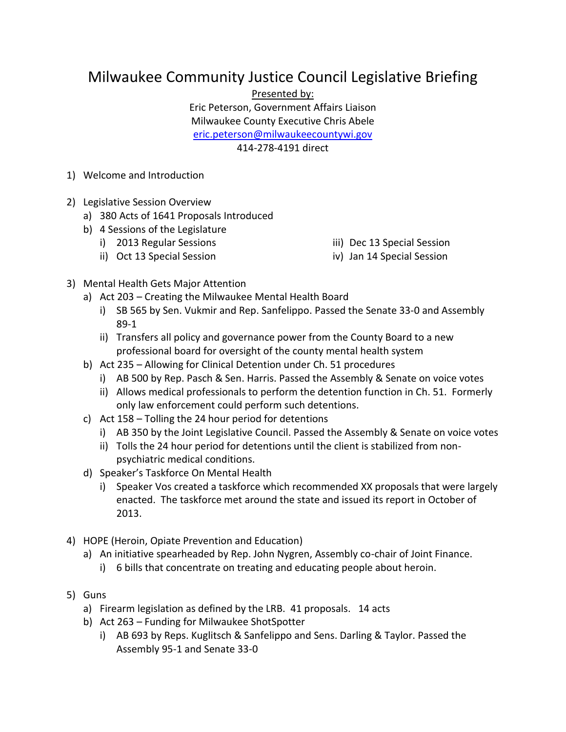# Milwaukee Community Justice Council Legislative Briefing

<u>Presented by:</u>
Eric Peterson, Government Affairs Liaison
Milwaukee County Executive Chris Abele
[eric.peterson@milwaukeecountywi.gov](mailto:eric.peterson@milwaukeecountywi.gov)
414-278-4191 direct

1) Welcome and Introduction

2) Legislative Session Overview
   a) 380 Acts of 1641 Proposals Introduced
   b) 4 Sessions of the Legislature
      i) 2013 Regular Sessions
      ii) Oct 13 Special Session
      iii) Dec 13 Special Session
      iv) Jan 14 Special Session

3) Mental Health Gets Major Attention
   a) Act 203 – Creating the Milwaukee Mental Health Board
      i) SB 565 by Sen. Vukmir and Rep. Sanfelippo. Passed the Senate 33-0 and Assembly 89-1
      ii) Transfers all policy and governance power from the County Board to a new professional board for oversight of the county mental health system
   b) Act 235 – Allowing for Clinical Detention under Ch. 51 procedures
      i) AB 500 by Rep. Pasch & Sen. Harris. Passed the Assembly & Senate on voice votes
      ii) Allows medical professionals to perform the detention function in Ch. 51. Formerly only law enforcement could perform such detentions.
   c) Act 158 – Tolling the 24 hour period for detentions
      i) AB 350 by the Joint Legislative Council. Passed the Assembly & Senate on voice votes
      ii) Tolls the 24 hour period for detentions until the client is stabilized from non-psychiatric medical conditions.
   d) Speaker's Taskforce On Mental Health
      i) Speaker Vos created a taskforce which recommended XX proposals that were largely enacted. The taskforce met around the state and issued its report in October of 2013.

4) HOPE (Heroin, Opiate Prevention and Education)
   a) An initiative spearheaded by Rep. John Nygren, Assembly co-chair of Joint Finance.
      i) 6 bills that concentrate on treating and educating people about heroin.

5) Guns
   a) Firearm legislation as defined by the LRB. 41 proposals. 14 acts
   b) Act 263 – Funding for Milwaukee ShotSpotter
      i) AB 693 by Reps. Kuglitsch & Sanfelippo and Sens. Darling & Taylor. Passed the Assembly 95-1 and Senate 33-0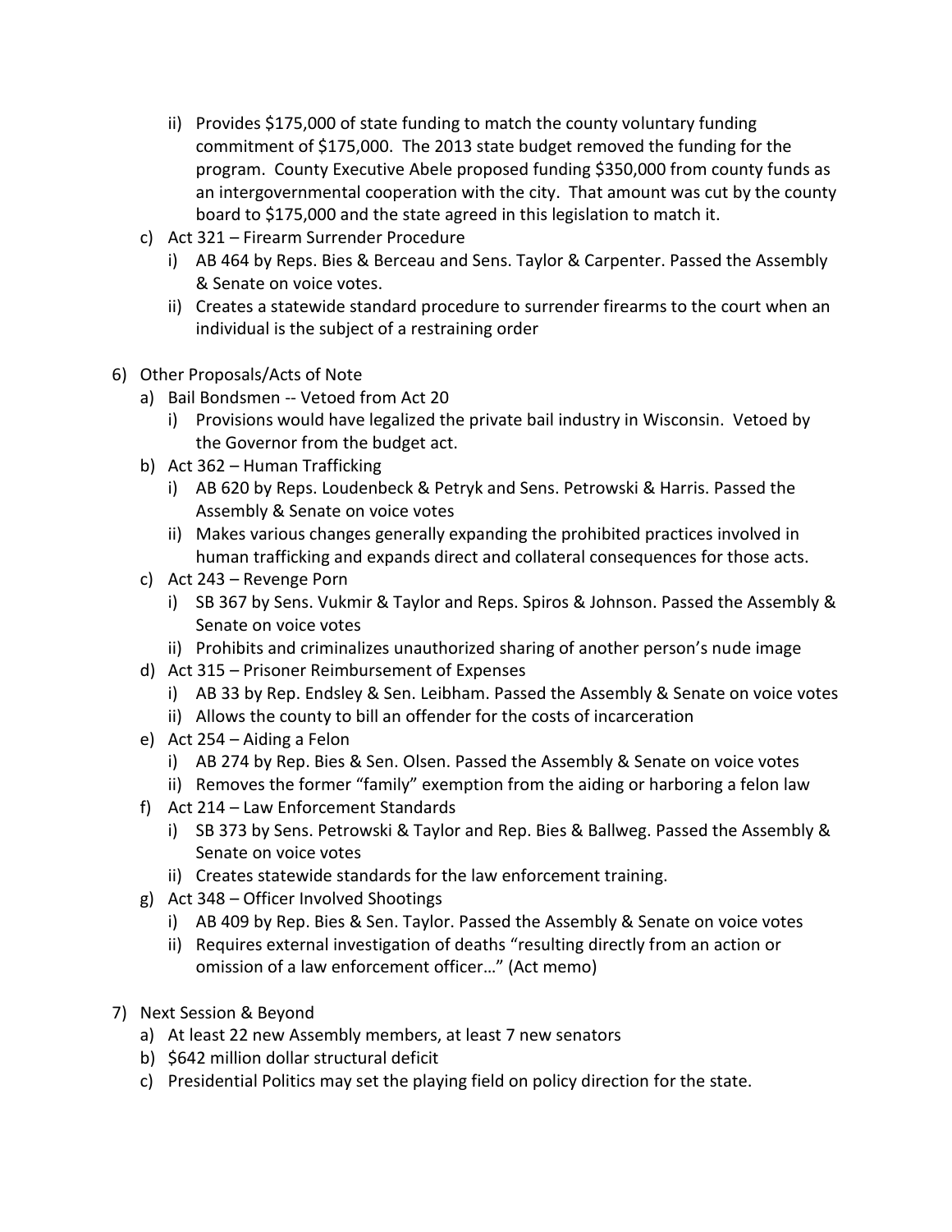- ii) Provides $175,000 of state funding to match the county voluntary funding commitment of $175,000. The 2013 state budget removed the funding for the program. County Executive Abele proposed funding $350,000 from county funds as an intergovernmental cooperation with the city. That amount was cut by the county board to $175,000 and the state agreed in this legislation to match it.
- c) Act 321 – Firearm Surrender Procedure
   - i) AB 464 by Reps. Bies & Berceau and Sens. Taylor & Carpenter. Passed the Assembly & Senate on voice votes.
   - ii) Creates a statewide standard procedure to surrender firearms to the court when an individual is the subject of a restraining order

6) Other Proposals/Acts of Note
   - a) Bail Bondsmen -- Vetoed from Act 20
      - i) Provisions would have legalized the private bail industry in Wisconsin. Vetoed by the Governor from the budget act.
   - b) Act 362 – Human Trafficking
      - i) AB 620 by Reps. Loudenbeck & Petryk and Sens. Petrowski & Harris. Passed the Assembly & Senate on voice votes
      - ii) Makes various changes generally expanding the prohibited practices involved in human trafficking and expands direct and collateral consequences for those acts.
   - c) Act 243 – Revenge Porn
      - i) SB 367 by Sens. Vukmir & Taylor and Reps. Spiros & Johnson. Passed the Assembly & Senate on voice votes
      - ii) Prohibits and criminalizes unauthorized sharing of another person's nude image
   - d) Act 315 – Prisoner Reimbursement of Expenses
      - i) AB 33 by Rep. Endsley & Sen. Leibham. Passed the Assembly & Senate on voice votes
      - ii) Allows the county to bill an offender for the costs of incarceration
   - e) Act 254 – Aiding a Felon
      - i) AB 274 by Rep. Bies & Sen. Olsen. Passed the Assembly & Senate on voice votes
      - ii) Removes the former "family" exemption from the aiding or harboring a felon law
   - f) Act 214 – Law Enforcement Standards
      - i) SB 373 by Sens. Petrowski & Taylor and Rep. Bies & Ballweg. Passed the Assembly & Senate on voice votes
      - ii) Creates statewide standards for the law enforcement training.
   - g) Act 348 – Officer Involved Shootings
      - i) AB 409 by Rep. Bies & Sen. Taylor. Passed the Assembly & Senate on voice votes
      - ii) Requires external investigation of deaths "resulting directly from an action or omission of a law enforcement officer…" (Act memo)

7) Next Session & Beyond
   - a) At least 22 new Assembly members, at least 7 new senators
   - b) $642 million dollar structural deficit
   - c) Presidential Politics may set the playing field on policy direction for the state.